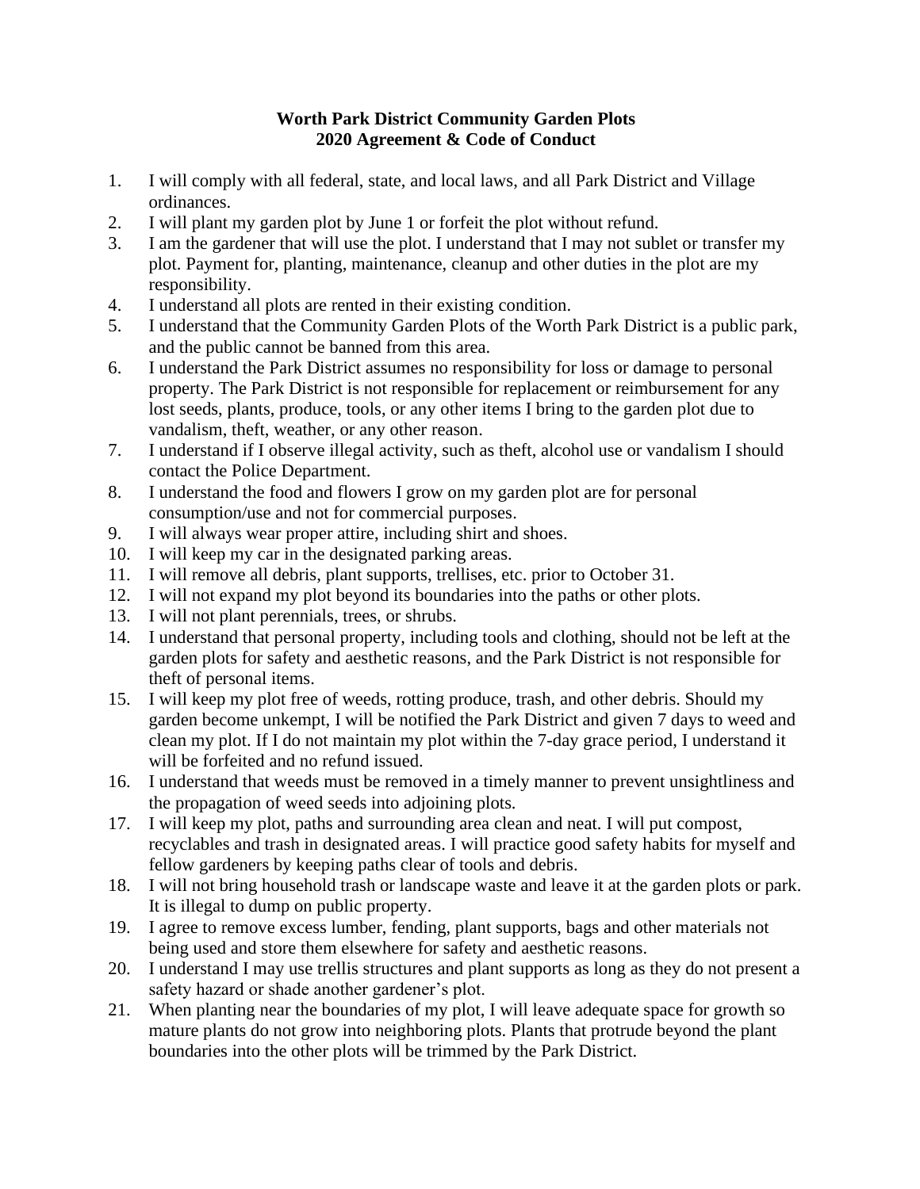**Worth Park District Community Garden Plots**
**2020 Agreement & Code of Conduct**

1. I will comply with all federal, state, and local laws, and all Park District and Village ordinances.
2. I will plant my garden plot by June 1 or forfeit the plot without refund.
3. I am the gardener that will use the plot. I understand that I may not sublet or transfer my plot. Payment for, planting, maintenance, cleanup and other duties in the plot are my responsibility.
4. I understand all plots are rented in their existing condition.
5. I understand that the Community Garden Plots of the Worth Park District is a public park, and the public cannot be banned from this area.
6. I understand the Park District assumes no responsibility for loss or damage to personal property. The Park District is not responsible for replacement or reimbursement for any lost seeds, plants, produce, tools, or any other items I bring to the garden plot due to vandalism, theft, weather, or any other reason.
7. I understand if I observe illegal activity, such as theft, alcohol use or vandalism I should contact the Police Department.
8. I understand the food and flowers I grow on my garden plot are for personal consumption/use and not for commercial purposes.
9. I will always wear proper attire, including shirt and shoes.
10. I will keep my car in the designated parking areas.
11. I will remove all debris, plant supports, trellises, etc. prior to October 31.
12. I will not expand my plot beyond its boundaries into the paths or other plots.
13. I will not plant perennials, trees, or shrubs.
14. I understand that personal property, including tools and clothing, should not be left at the garden plots for safety and aesthetic reasons, and the Park District is not responsible for theft of personal items.
15. I will keep my plot free of weeds, rotting produce, trash, and other debris. Should my garden become unkempt, I will be notified the Park District and given 7 days to weed and clean my plot. If I do not maintain my plot within the 7-day grace period, I understand it will be forfeited and no refund issued.
16. I understand that weeds must be removed in a timely manner to prevent unsightliness and the propagation of weed seeds into adjoining plots.
17. I will keep my plot, paths and surrounding area clean and neat. I will put compost, recyclables and trash in designated areas. I will practice good safety habits for myself and fellow gardeners by keeping paths clear of tools and debris.
18. I will not bring household trash or landscape waste and leave it at the garden plots or park. It is illegal to dump on public property.
19. I agree to remove excess lumber, fending, plant supports, bags and other materials not being used and store them elsewhere for safety and aesthetic reasons.
20. I understand I may use trellis structures and plant supports as long as they do not present a safety hazard or shade another gardener's plot.
21. When planting near the boundaries of my plot, I will leave adequate space for growth so mature plants do not grow into neighboring plots. Plants that protrude beyond the plant boundaries into the other plots will be trimmed by the Park District.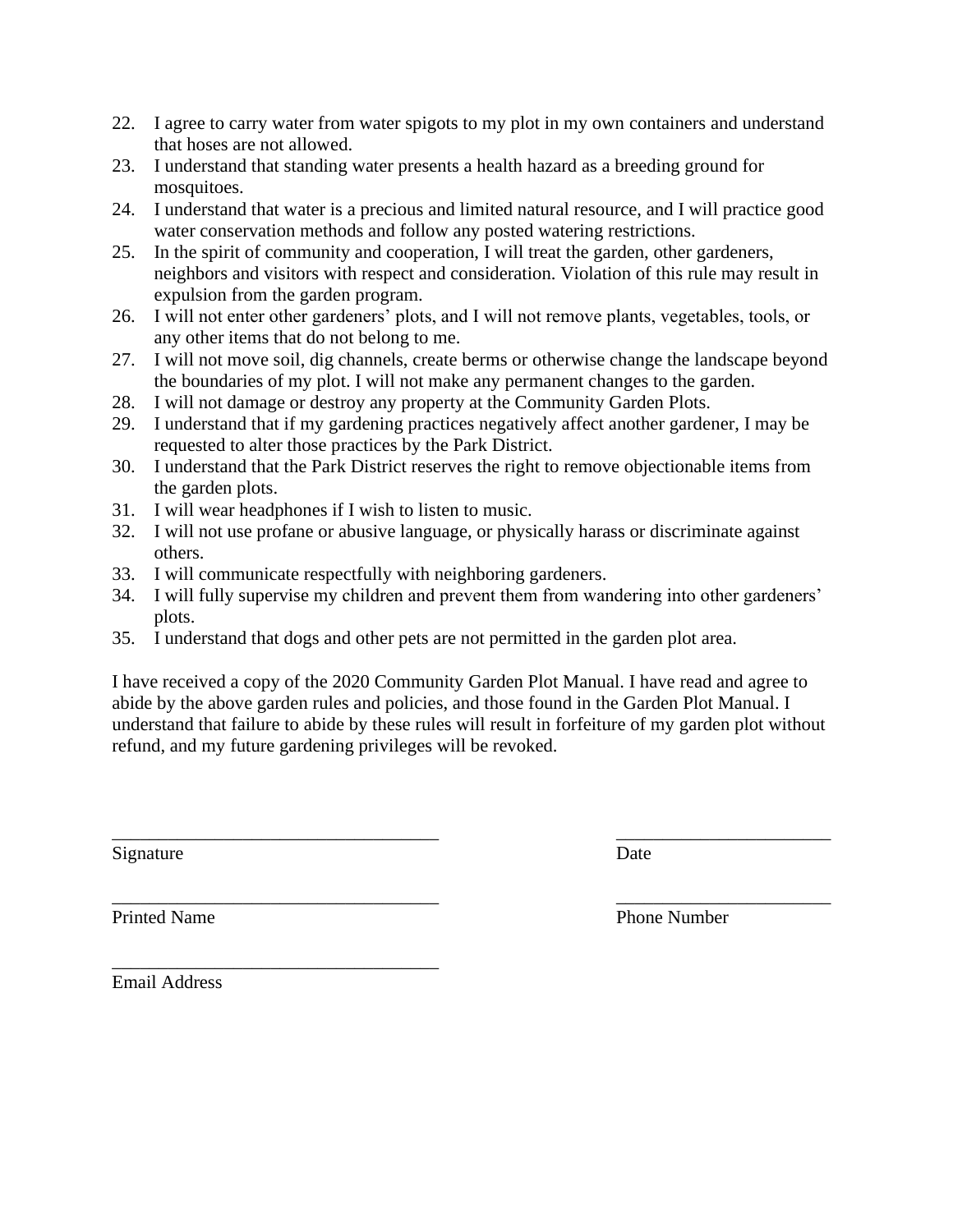22. I agree to carry water from water spigots to my plot in my own containers and understand that hoses are not allowed.
23. I understand that standing water presents a health hazard as a breeding ground for mosquitoes.
24. I understand that water is a precious and limited natural resource, and I will practice good water conservation methods and follow any posted watering restrictions.
25. In the spirit of community and cooperation, I will treat the garden, other gardeners, neighbors and visitors with respect and consideration. Violation of this rule may result in expulsion from the garden program.
26. I will not enter other gardeners' plots, and I will not remove plants, vegetables, tools, or any other items that do not belong to me.
27. I will not move soil, dig channels, create berms or otherwise change the landscape beyond the boundaries of my plot. I will not make any permanent changes to the garden.
28. I will not damage or destroy any property at the Community Garden Plots.
29. I understand that if my gardening practices negatively affect another gardener, I may be requested to alter those practices by the Park District.
30. I understand that the Park District reserves the right to remove objectionable items from the garden plots.
31. I will wear headphones if I wish to listen to music.
32. I will not use profane or abusive language, or physically harass or discriminate against others.
33. I will communicate respectfully with neighboring gardeners.
34. I will fully supervise my children and prevent them from wandering into other gardeners' plots.
35. I understand that dogs and other pets are not permitted in the garden plot area.

I have received a copy of the 2020 Community Garden Plot Manual. I have read and agree to abide by the above garden rules and policies, and those found in the Garden Plot Manual. I understand that failure to abide by these rules will result in forfeiture of my garden plot without refund, and my future gardening privileges will be revoked.

___________________________________ Signature

_______________________ Date

___________________________________ Printed Name

_______________________ Phone Number

___________________________________ Email Address